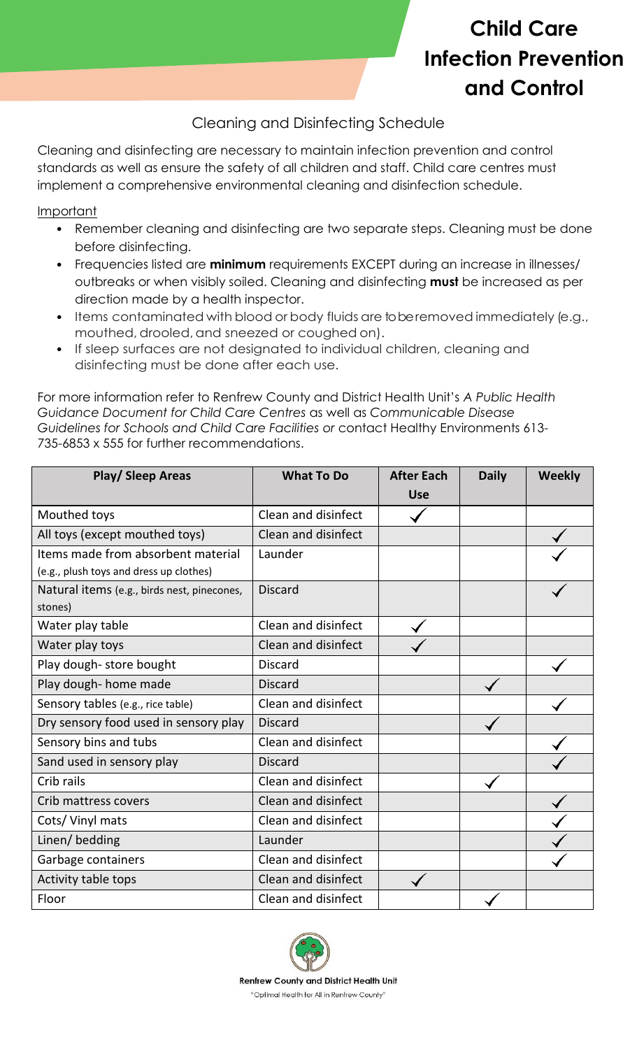# Child Care Infection Prevention and Control

## Cleaning and Disinfecting Schedule

Cleaning and disinfecting are necessary to maintain infection prevention and control standards as well as ensure the safety of all children and staff. Child care centres must implement a comprehensive environmental cleaning and disinfection schedule.

Important

- Remember cleaning and disinfecting are two separate steps. Cleaning must be done before disinfecting.
- Frequencies listed are **minimum** requirements EXCEPT during an increase in illnesses/ outbreaks or when visibly soiled. Cleaning and disinfecting **must** be increased as per direction made by a health inspector.
- Items contaminated with blood or body fluids are to be removed immediately (e.g., mouthed, drooled, and sneezed or coughed on).
- If sleep surfaces are not designated to individual children, cleaning and disinfecting must be done after each use.

For more information refer to Renfrew County and District Health Unit's *A Public Health Guidance Document for Child Care Centres* as well as *Communicable Disease Guidelines for Schools and Child Care Facilities or* contact Healthy Environments 613-735-6853 x 555 for further recommendations.

| Play/ Sleep Areas | What To Do | After Each Use | Daily | Weekly |
|---|---|---|---|---|
| Mouthed toys | Clean and disinfect | ✓ | | |
| All toys (except mouthed toys) | Clean and disinfect | | | ✓ |
| Items made from absorbent material (e.g., plush toys and dress up clothes) | Launder | | | ✓ |
| Natural items (e.g., birds nest, pinecones, stones) | Discard | | | ✓ |
| Water play table | Clean and disinfect | ✓ | | |
| Water play toys | Clean and disinfect | ✓ | | |
| Play dough- store bought | Discard | | | ✓ |
| Play dough- home made | Discard | | ✓ | |
| Sensory tables (e.g., rice table) | Clean and disinfect | | | ✓ |
| Dry sensory food used in sensory play | Discard | | ✓ | |
| Sensory bins and tubs | Clean and disinfect | | | ✓ |
| Sand used in sensory play | Discard | | | ✓ |
| Crib rails | Clean and disinfect | | ✓ | |
| Crib mattress covers | Clean and disinfect | | | ✓ |
| Cots/ Vinyl mats | Clean and disinfect | | | ✓ |
| Linen/ bedding | Launder | | | ✓ |
| Garbage containers | Clean and disinfect | | | ✓ |
| Activity table tops | Clean and disinfect | ✓ | | |
| Floor | Clean and disinfect | | ✓ | |

Renfrew County and District Health Unit

"Optimal Health for All in Renfrew County"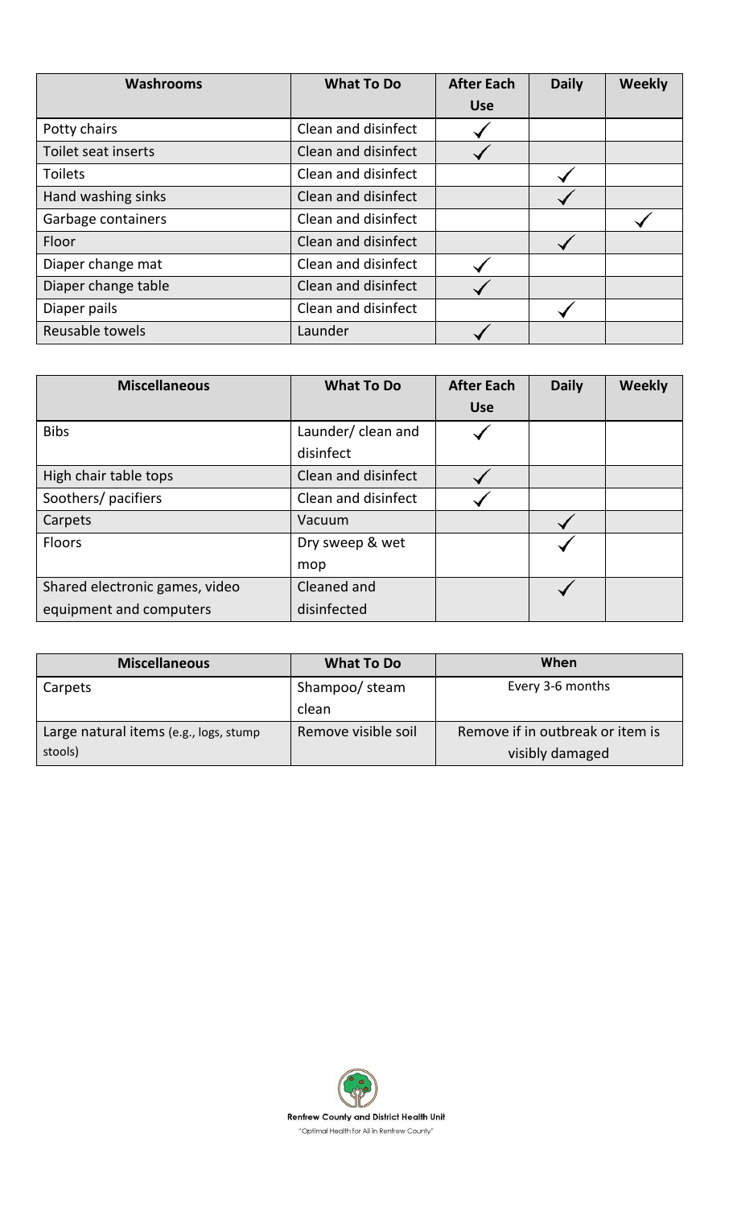| Washrooms | What To Do | After Each Use | Daily | Weekly |
|---|---|---|---|---|
| Potty chairs | Clean and disinfect | ✓ | | |
| Toilet seat inserts | Clean and disinfect | ✓ | | |
| Toilets | Clean and disinfect | | ✓ | |
| Hand washing sinks | Clean and disinfect | | ✓ | |
| Garbage containers | Clean and disinfect | | | ✓ |
| Floor | Clean and disinfect | | ✓ | |
| Diaper change mat | Clean and disinfect | ✓ | | |
| Diaper change table | Clean and disinfect | ✓ | | |
| Diaper pails | Clean and disinfect | | ✓ | |
| Reusable towels | Launder | ✓ | | |

| Miscellaneous | What To Do | After Each Use | Daily | Weekly |
|---|---|---|---|---|
| Bibs | Launder/ clean and disinfect | ✓ | | |
| High chair table tops | Clean and disinfect | ✓ | | |
| Soothers/ pacifiers | Clean and disinfect | ✓ | | |
| Carpets | Vacuum | | ✓ | |
| Floors | Dry sweep & wet mop | | ✓ | |
| Shared electronic games, video equipment and computers | Cleaned and disinfected | | ✓ | |

| Miscellaneous | What To Do | When |
|---|---|---|
| Carpets | Shampoo/ steam clean | Every 3-6 months |
| Large natural items (e.g., logs, stump stools) | Remove visible soil | Remove if in outbreak or item is visibly damaged |

Renfrew County and District Health Unit

"Optimal Health for All in Renfrew County"